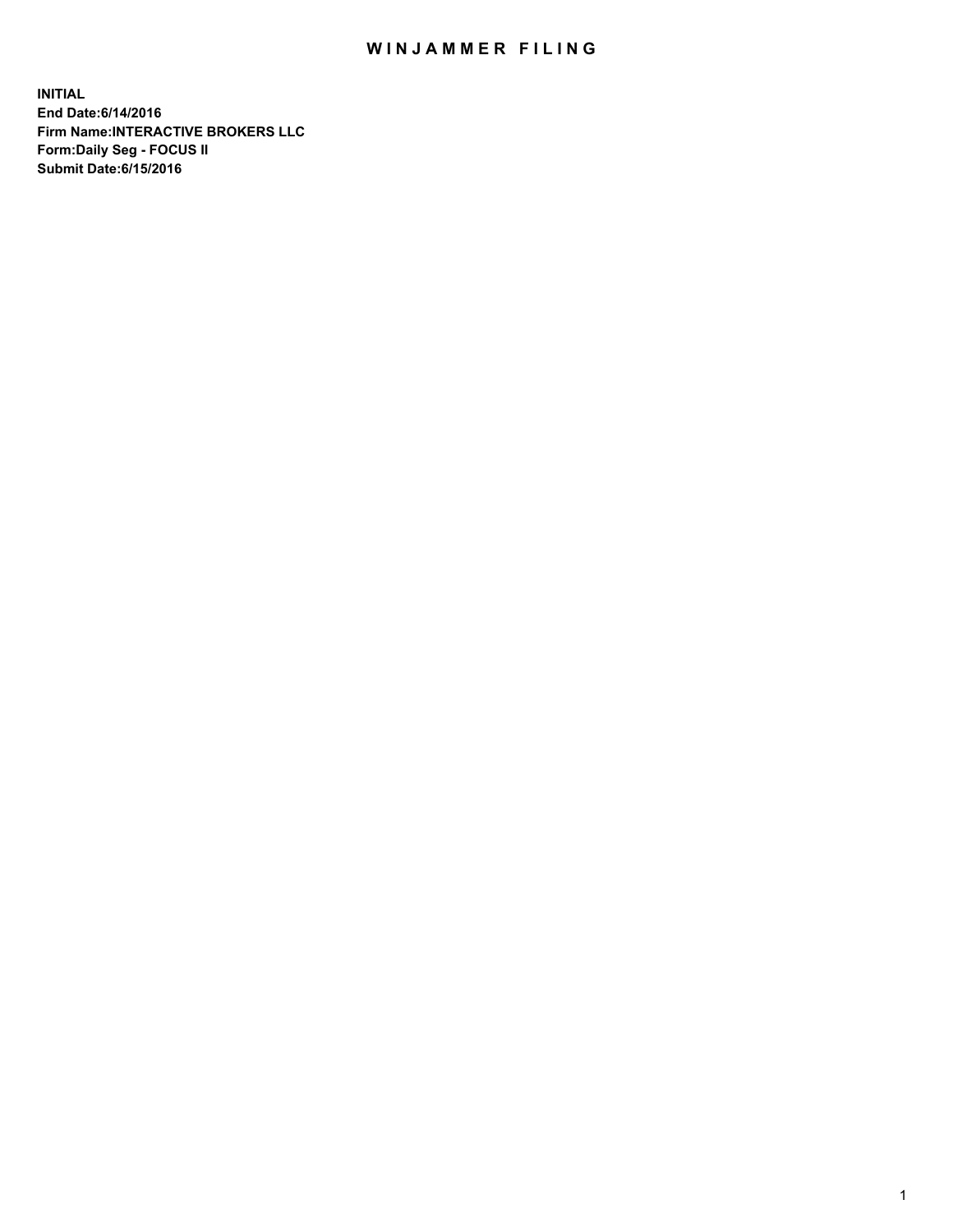# WINJAMMER FILING

**INITIAL**
**End Date:6/14/2016**
**Firm Name:INTERACTIVE BROKERS LLC**
**Form:Daily Seg - FOCUS II**
**Submit Date:6/15/2016**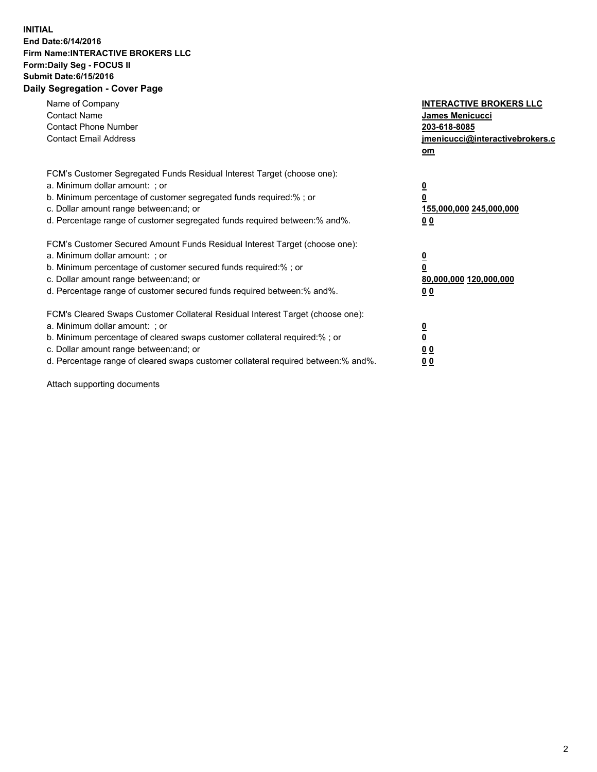**INITIAL**
**End Date:6/14/2016**
**Firm Name:INTERACTIVE BROKERS LLC**
**Form:Daily Seg - FOCUS II**
**Submit Date:6/15/2016**
**Daily Segregation - Cover Page**

| | |
|---|---|
| Name of Company | **INTERACTIVE BROKERS LLC** |
| Contact Name | **James Menicucci** |
| Contact Phone Number | **203-618-8085** |
| Contact Email Address | **jmenicucci@interactivebrokers.com** |

FCM's Customer Segregated Funds Residual Interest Target (choose one):

| | |
|---|---|
| a. Minimum dollar amount: ; or | **0** |
| b. Minimum percentage of customer segregated funds required:% ; or | **0** |
| c. Dollar amount range between:and; or | **155,000,000 245,000,000** |
| d. Percentage range of customer segregated funds required between:% and%. | **0 0** |

FCM's Customer Secured Amount Funds Residual Interest Target (choose one):

| | |
|---|---|
| a. Minimum dollar amount: ; or | **0** |
| b. Minimum percentage of customer secured funds required:% ; or | **0** |
| c. Dollar amount range between:and; or | **80,000,000 120,000,000** |
| d. Percentage range of customer secured funds required between:% and%. | **0 0** |

FCM's Cleared Swaps Customer Collateral Residual Interest Target (choose one):

| | |
|---|---|
| a. Minimum dollar amount: ; or | **0** |
| b. Minimum percentage of cleared swaps customer collateral required:% ; or | **0** |
| c. Dollar amount range between:and; or | **0 0** |
| d. Percentage range of cleared swaps customer collateral required between:% and%. | **0 0** |

Attach supporting documents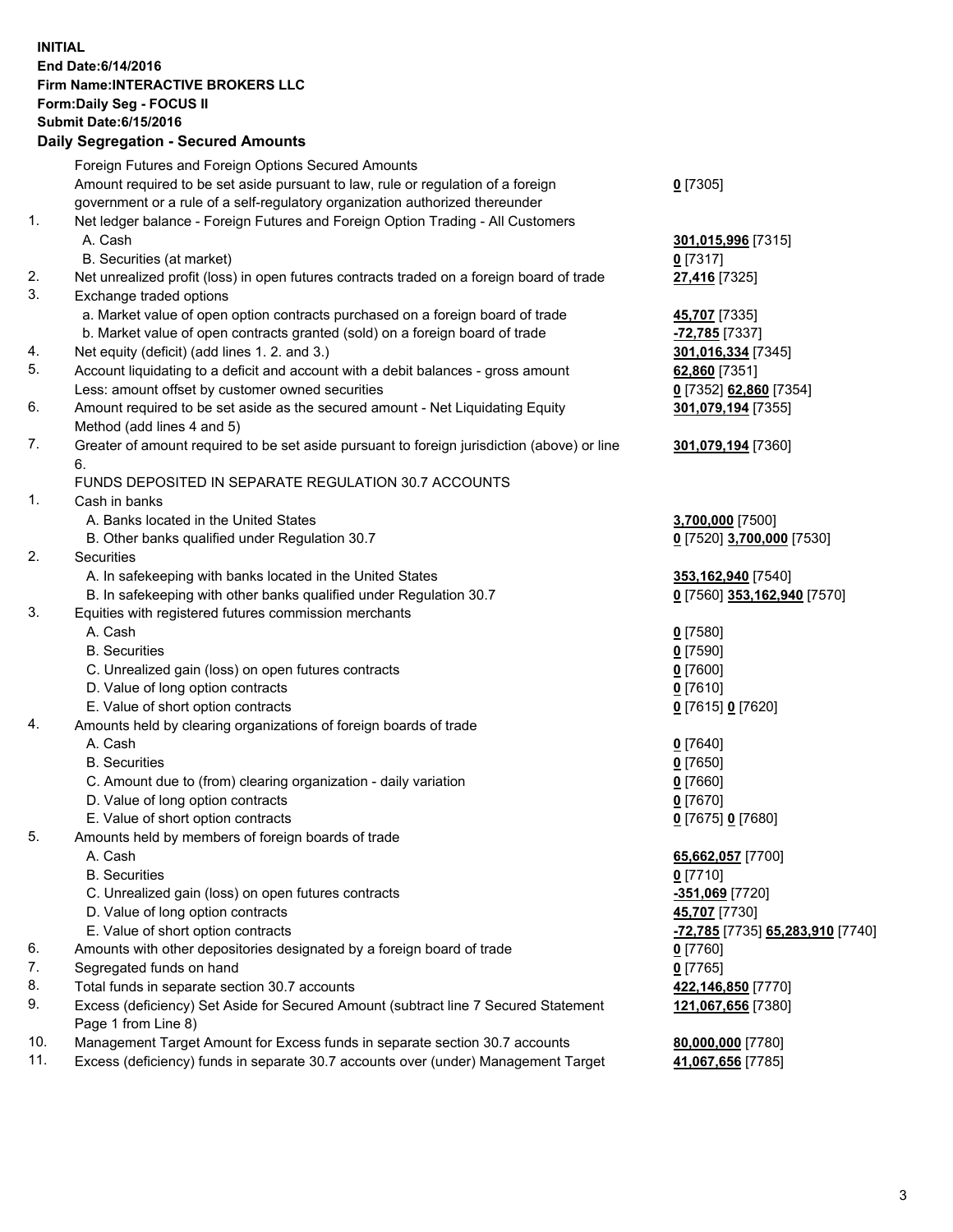**INITIAL**
**End Date:6/14/2016**
**Firm Name:INTERACTIVE BROKERS LLC**
**Form:Daily Seg - FOCUS II**
**Submit Date:6/15/2016**

## Daily Segregation - Secured Amounts

| | | |
|---|---|---|
| | Foreign Futures and Foreign Options Secured Amounts | |
| | Amount required to be set aside pursuant to law, rule or regulation of a foreign government or a rule of a self-regulatory organization authorized thereunder | **0** [7305] |
| 1. | Net ledger balance - Foreign Futures and Foreign Option Trading - All Customers | |
| | A. Cash | **301,015,996** [7315] |
| | B. Securities (at market) | **0** [7317] |
| 2. | Net unrealized profit (loss) in open futures contracts traded on a foreign board of trade | **27,416** [7325] |
| 3. | Exchange traded options | |
| | a. Market value of open option contracts purchased on a foreign board of trade | **45,707** [7335] |
| | b. Market value of open contracts granted (sold) on a foreign board of trade | **-72,785** [7337] |
| 4. | Net equity (deficit) (add lines 1. 2. and 3.) | **301,016,334** [7345] |
| 5. | Account liquidating to a deficit and account with a debit balances - gross amount | **62,860** [7351] |
| | Less: amount offset by customer owned securities | **0** [7352] **62,860** [7354] |
| 6. | Amount required to be set aside as the secured amount - Net Liquidating Equity Method (add lines 4 and 5) | **301,079,194** [7355] |
| 7. | Greater of amount required to be set aside pursuant to foreign jurisdiction (above) or line 6. | **301,079,194** [7360] |
| | FUNDS DEPOSITED IN SEPARATE REGULATION 30.7 ACCOUNTS | |
| 1. | Cash in banks | |
| | A. Banks located in the United States | **3,700,000** [7500] |
| | B. Other banks qualified under Regulation 30.7 | **0** [7520] **3,700,000** [7530] |
| 2. | Securities | |
| | A. In safekeeping with banks located in the United States | **353,162,940** [7540] |
| | B. In safekeeping with other banks qualified under Regulation 30.7 | **0** [7560] **353,162,940** [7570] |
| 3. | Equities with registered futures commission merchants | |
| | A. Cash | **0** [7580] |
| | B. Securities | **0** [7590] |
| | C. Unrealized gain (loss) on open futures contracts | **0** [7600] |
| | D. Value of long option contracts | **0** [7610] |
| | E. Value of short option contracts | **0** [7615] **0** [7620] |
| 4. | Amounts held by clearing organizations of foreign boards of trade | |
| | A. Cash | **0** [7640] |
| | B. Securities | **0** [7650] |
| | C. Amount due to (from) clearing organization - daily variation | **0** [7660] |
| | D. Value of long option contracts | **0** [7670] |
| | E. Value of short option contracts | **0** [7675] **0** [7680] |
| 5. | Amounts held by members of foreign boards of trade | |
| | A. Cash | **65,662,057** [7700] |
| | B. Securities | **0** [7710] |
| | C. Unrealized gain (loss) on open futures contracts | **-351,069** [7720] |
| | D. Value of long option contracts | **45,707** [7730] |
| | E. Value of short option contracts | **-72,785** [7735] **65,283,910** [7740] |
| 6. | Amounts with other depositories designated by a foreign board of trade | **0** [7760] |
| 7. | Segregated funds on hand | **0** [7765] |
| 8. | Total funds in separate section 30.7 accounts | **422,146,850** [7770] |
| 9. | Excess (deficiency) Set Aside for Secured Amount (subtract line 7 Secured Statement Page 1 from Line 8) | **121,067,656** [7380] |
| 10. | Management Target Amount for Excess funds in separate section 30.7 accounts | **80,000,000** [7780] |
| 11. | Excess (deficiency) funds in separate 30.7 accounts over (under) Management Target | **41,067,656** [7785] |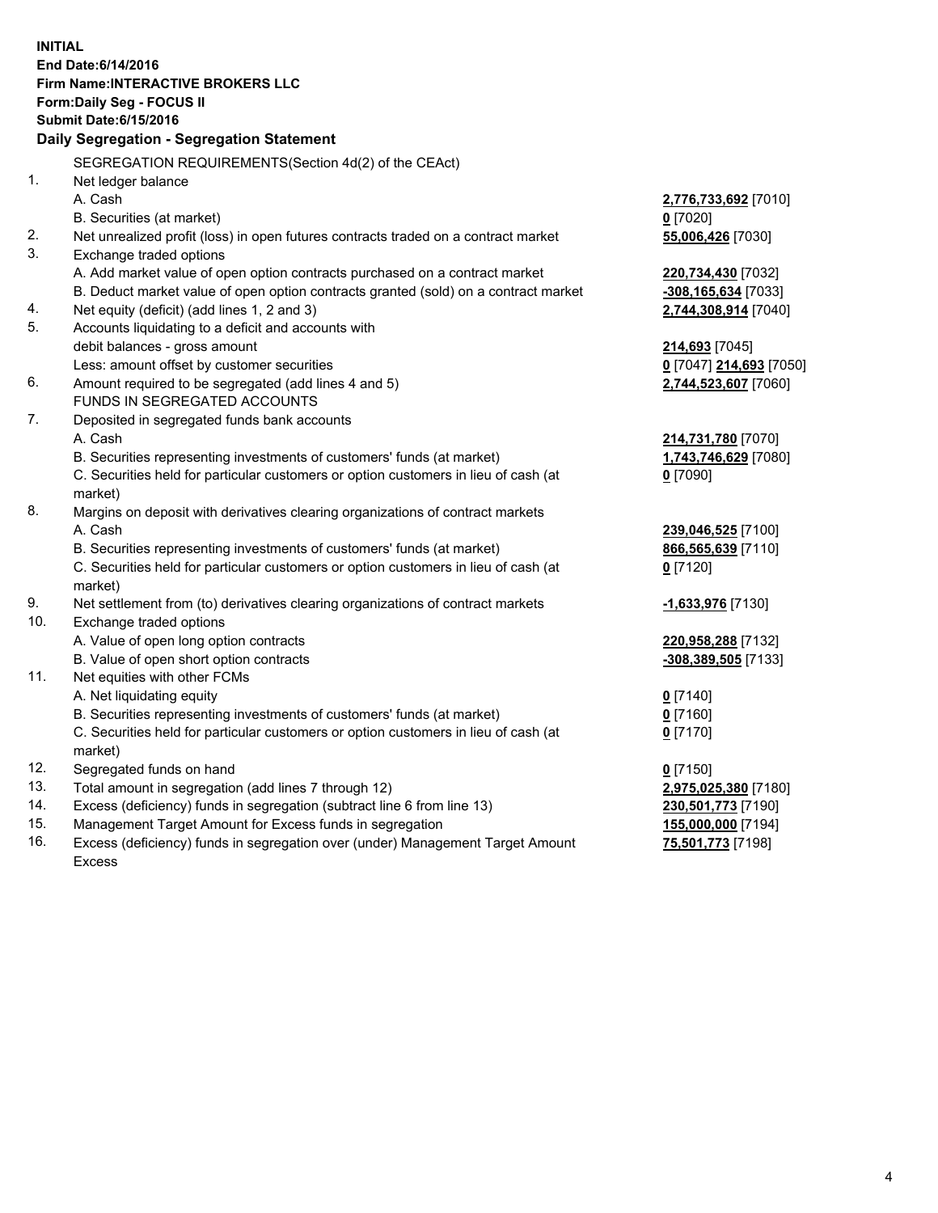**INITIAL**
**End Date:6/14/2016**
**Firm Name:INTERACTIVE BROKERS LLC**
**Form:Daily Seg - FOCUS II**
**Submit Date:6/15/2016**

**Daily Segregation - Segregation Statement**

SEGREGATION REQUIREMENTS(Section 4d(2) of the CEAct)

| | | |
|---|---|---|
| 1. | Net ledger balance | |
| | A. Cash | **2,776,733,692** [7010] |
| | B. Securities (at market) | **0** [7020] |
| 2. | Net unrealized profit (loss) in open futures contracts traded on a contract market | **55,006,426** [7030] |
| 3. | Exchange traded options | |
| | A. Add market value of open option contracts purchased on a contract market | **220,734,430** [7032] |
| | B. Deduct market value of open option contracts granted (sold) on a contract market | **-308,165,634** [7033] |
| 4. | Net equity (deficit) (add lines 1, 2 and 3) | **2,744,308,914** [7040] |
| 5. | Accounts liquidating to a deficit and accounts with | |
| | debit balances - gross amount | **214,693** [7045] |
| | Less: amount offset by customer securities | **0** [7047] **214,693** [7050] |
| 6. | Amount required to be segregated (add lines 4 and 5) | **2,744,523,607** [7060] |
| | FUNDS IN SEGREGATED ACCOUNTS | |
| 7. | Deposited in segregated funds bank accounts | |
| | A. Cash | **214,731,780** [7070] |
| | B. Securities representing investments of customers' funds (at market) | **1,743,746,629** [7080] |
| | C. Securities held for particular customers or option customers in lieu of cash (at market) | **0** [7090] |
| 8. | Margins on deposit with derivatives clearing organizations of contract markets | |
| | A. Cash | **239,046,525** [7100] |
| | B. Securities representing investments of customers' funds (at market) | **866,565,639** [7110] |
| | C. Securities held for particular customers or option customers in lieu of cash (at market) | **0** [7120] |
| 9. | Net settlement from (to) derivatives clearing organizations of contract markets | **-1,633,976** [7130] |
| 10. | Exchange traded options | |
| | A. Value of open long option contracts | **220,958,288** [7132] |
| | B. Value of open short option contracts | **-308,389,505** [7133] |
| 11. | Net equities with other FCMs | |
| | A. Net liquidating equity | **0** [7140] |
| | B. Securities representing investments of customers' funds (at market) | **0** [7160] |
| | C. Securities held for particular customers or option customers in lieu of cash (at market) | **0** [7170] |
| 12. | Segregated funds on hand | **0** [7150] |
| 13. | Total amount in segregation (add lines 7 through 12) | **2,975,025,380** [7180] |
| 14. | Excess (deficiency) funds in segregation (subtract line 6 from line 13) | **230,501,773** [7190] |
| 15. | Management Target Amount for Excess funds in segregation | **155,000,000** [7194] |
| 16. | Excess (deficiency) funds in segregation over (under) Management Target Amount Excess | **75,501,773** [7198] |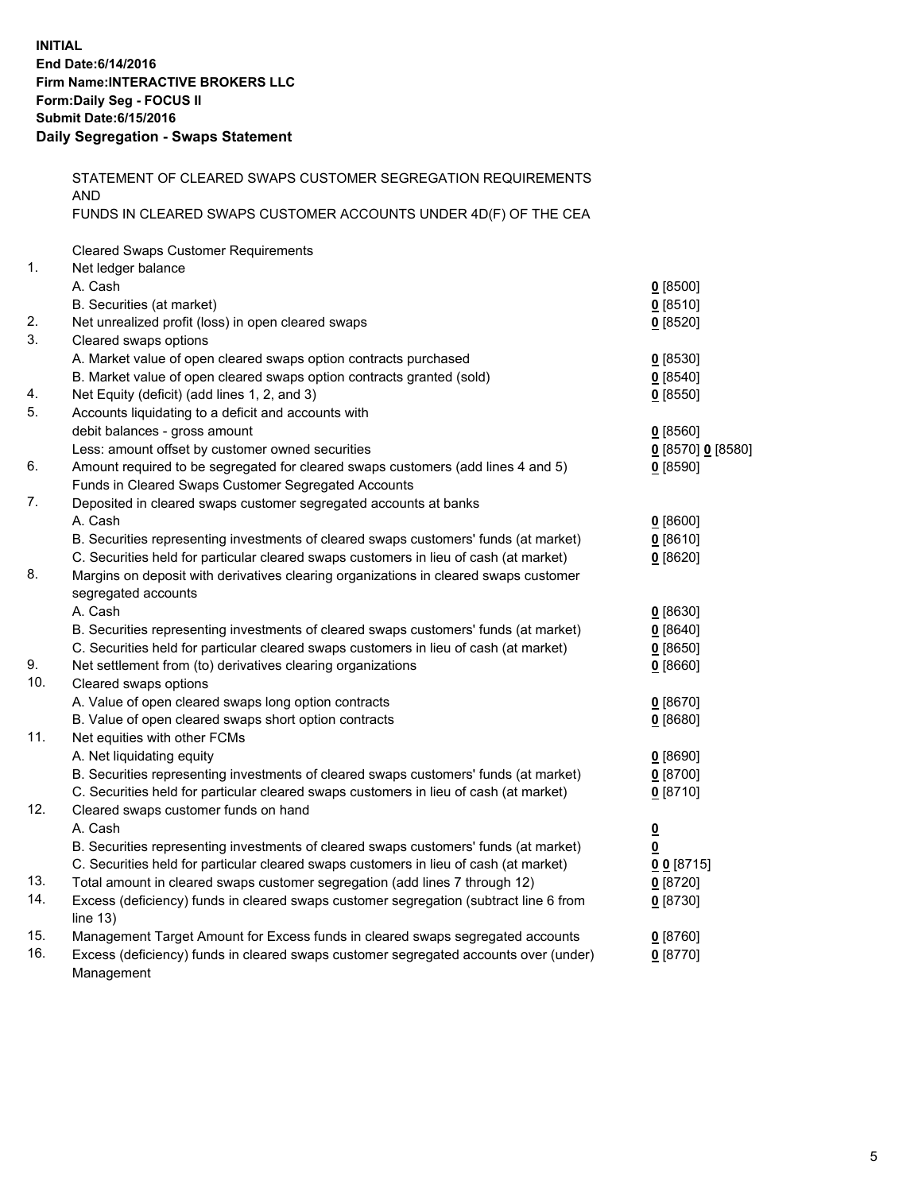**INITIAL**
**End Date:6/14/2016**
**Firm Name:INTERACTIVE BROKERS LLC**
**Form:Daily Seg - FOCUS II**
**Submit Date:6/15/2016**
**Daily Segregation - Swaps Statement**

STATEMENT OF CLEARED SWAPS CUSTOMER SEGREGATION REQUIREMENTS AND FUNDS IN CLEARED SWAPS CUSTOMER ACCOUNTS UNDER 4D(F) OF THE CEA

| | | |
|---|---|---|
| | Cleared Swaps Customer Requirements | |
| 1. | Net ledger balance | |
| | A. Cash | 0 [8500] |
| | B. Securities (at market) | 0 [8510] |
| 2. | Net unrealized profit (loss) in open cleared swaps | 0 [8520] |
| 3. | Cleared swaps options | |
| | A. Market value of open cleared swaps option contracts purchased | 0 [8530] |
| | B. Market value of open cleared swaps option contracts granted (sold) | 0 [8540] |
| 4. | Net Equity (deficit) (add lines 1, 2, and 3) | 0 [8550] |
| 5. | Accounts liquidating to a deficit and accounts with debit balances - gross amount | 0 [8560] |
| | Less: amount offset by customer owned securities | 0 [8570] 0 [8580] |
| 6. | Amount required to be segregated for cleared swaps customers (add lines 4 and 5) | 0 [8590] |
| | Funds in Cleared Swaps Customer Segregated Accounts | |
| 7. | Deposited in cleared swaps customer segregated accounts at banks | |
| | A. Cash | 0 [8600] |
| | B. Securities representing investments of cleared swaps customers' funds (at market) | 0 [8610] |
| | C. Securities held for particular cleared swaps customers in lieu of cash (at market) | 0 [8620] |
| 8. | Margins on deposit with derivatives clearing organizations in cleared swaps customer segregated accounts | |
| | A. Cash | 0 [8630] |
| | B. Securities representing investments of cleared swaps customers' funds (at market) | 0 [8640] |
| | C. Securities held for particular cleared swaps customers in lieu of cash (at market) | 0 [8650] |
| 9. | Net settlement from (to) derivatives clearing organizations | 0 [8660] |
| 10. | Cleared swaps options | |
| | A. Value of open cleared swaps long option contracts | 0 [8670] |
| | B. Value of open cleared swaps short option contracts | 0 [8680] |
| 11. | Net equities with other FCMs | |
| | A. Net liquidating equity | 0 [8690] |
| | B. Securities representing investments of cleared swaps customers' funds (at market) | 0 [8700] |
| | C. Securities held for particular cleared swaps customers in lieu of cash (at market) | 0 [8710] |
| 12. | Cleared swaps customer funds on hand | |
| | A. Cash | 0 |
| | B. Securities representing investments of cleared swaps customers' funds (at market) | 0 |
| | C. Securities held for particular cleared swaps customers in lieu of cash (at market) | 0 0 [8715] |
| 13. | Total amount in cleared swaps customer segregation (add lines 7 through 12) | 0 [8720] |
| 14. | Excess (deficiency) funds in cleared swaps customer segregation (subtract line 6 from line 13) | 0 [8730] |
| 15. | Management Target Amount for Excess funds in cleared swaps segregated accounts | 0 [8760] |
| 16. | Excess (deficiency) funds in cleared swaps customer segregated accounts over (under) Management | 0 [8770] |